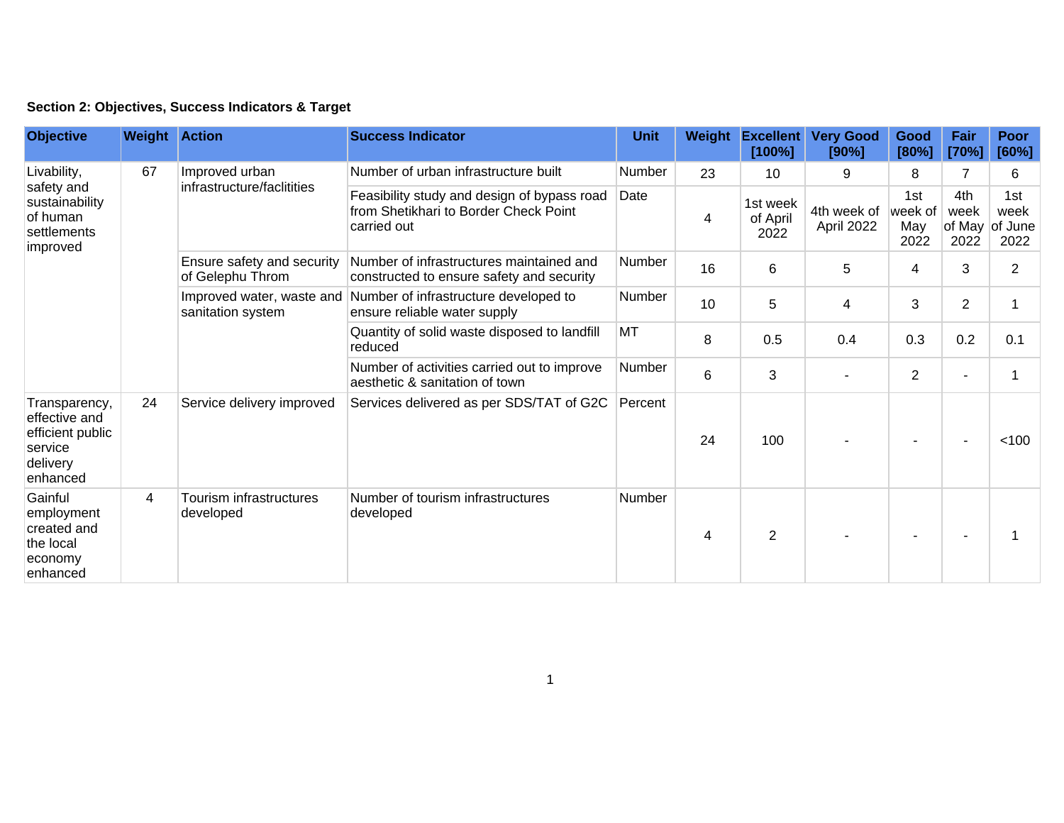**Section 2: Objectives, Success Indicators & Target**

| Objective | Weight | Action | Success Indicator | Unit | Weight | Excellent [100%] | Very Good [90%] | Good [80%] | Fair [70%] | Poor [60%] |
|---|---|---|---|---|---|---|---|---|---|---|
| Livability, safety and sustainability of human settlements improved | 67 | Improved urban infrastructure/faclitities | Number of urban infrastructure built | Number | 23 | 10 | 9 | 8 | 7 | 6 |
| | | | Feasibility study and design of bypass road from Shetikhari to Border Check Point carried out | Date | 4 | 1st week of April 2022 | 4th week of April 2022 | 1st week of May 2022 | 4th week of May 2022 | 1st week of June 2022 |
| | | Ensure safety and security of Gelephu Throm | Number of infrastructures maintained and constructed to ensure safety and security | Number | 16 | 6 | 5 | 4 | 3 | 2 |
| | | Improved water, waste and sanitation system | Number of infrastructure developed to ensure reliable water supply | Number | 10 | 5 | 4 | 3 | 2 | 1 |
| | | | Quantity of solid waste disposed to landfill reduced | MT | 8 | 0.5 | 0.4 | 0.3 | 0.2 | 0.1 |
| | | | Number of activities carried out to improve aesthetic & sanitation of town | Number | 6 | 3 | - | 2 | - | 1 |
| Transparency, effective and efficient public service delivery enhanced | 24 | Service delivery improved | Services delivered as per SDS/TAT of G2C | Percent | 24 | 100 | - | - | - | <100 |
| Gainful employment created and the local economy enhanced | 4 | Tourism infrastructures developed | Number of tourism infrastructures developed | Number | 4 | 2 | - | - | - | 1 |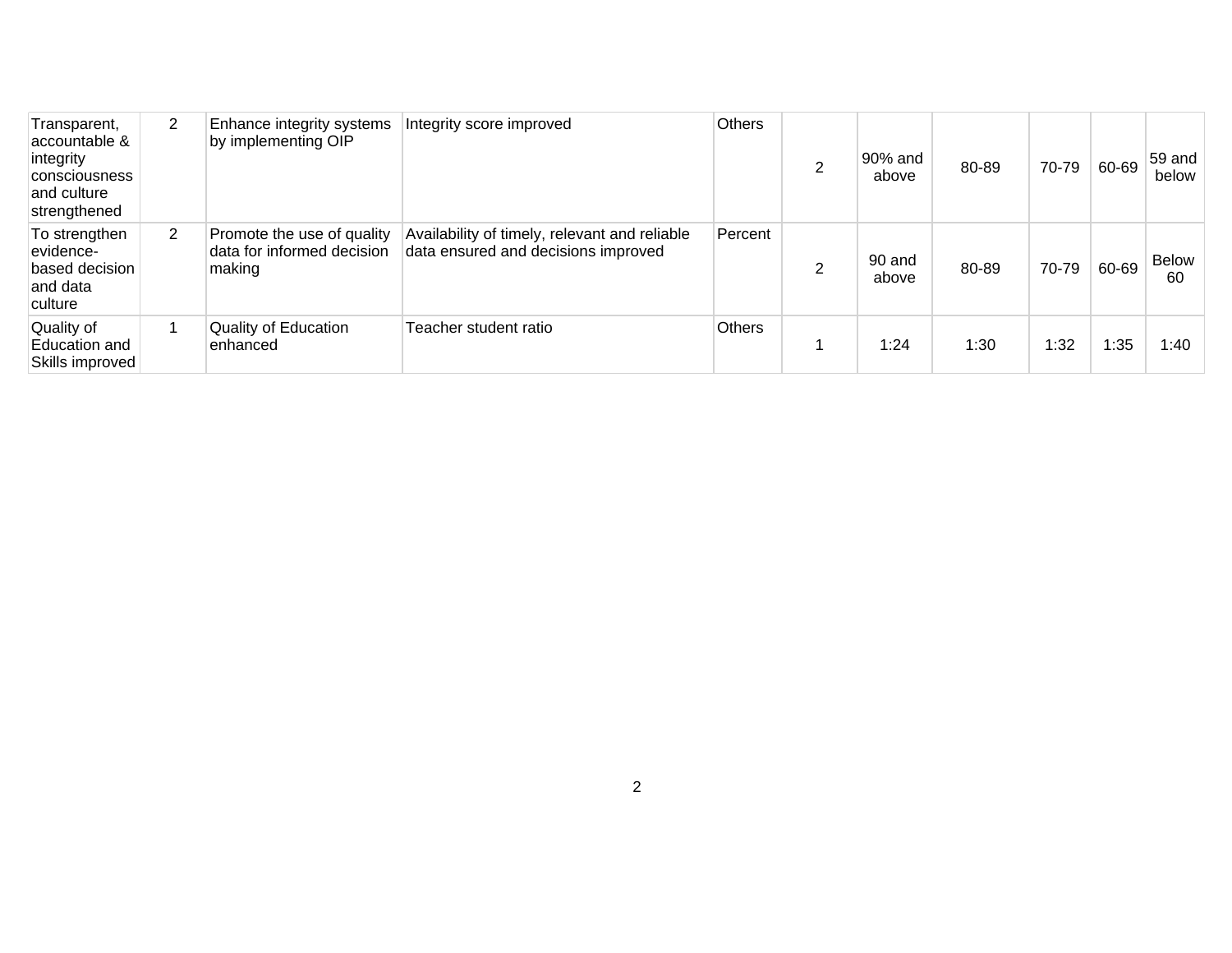| | | | | | | | | | | |
|---|---|---|---|---|---|---|---|---|---|---|
| Transparent, accountable & integrity consciousness and culture strengthened | 2 | Enhance integrity systems by implementing OIP | Integrity score improved | Others | 2 | 90% and above | 80-89 | 70-79 | 60-69 | 59 and below |
| To strengthen evidence-based decision and data culture | 2 | Promote the use of quality data for informed decision making | Availability of timely, relevant and reliable data ensured and decisions improved | Percent | 2 | 90 and above | 80-89 | 70-79 | 60-69 | Below 60 |
| Quality of Education and Skills improved | 1 | Quality of Education enhanced | Teacher student ratio | Others | 1 | 1:24 | 1:30 | 1:32 | 1:35 | 1:40 |